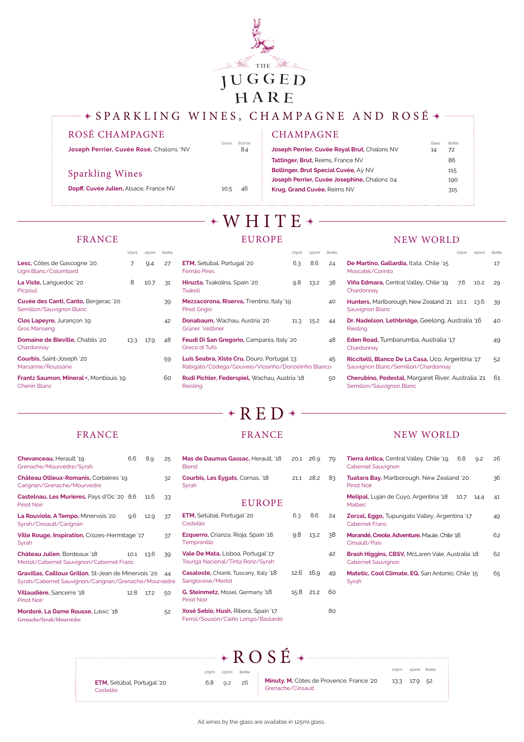# THE JUGGED HARE

## SPARKLING WINES, CHAMPAGNE AND ROSÉ

### ROSÉ CHAMPAGNE

| | Glass | Bottle |
|---|---|---|
| **Joseph Perrier, Cuvée Rosé**, Chalons 'NV | | 84 |

### Sparkling Wines

| | Glass | Bottle |
|---|---|---|
| **Dopff, Cuvée Julien**, Alsace, France NV | 10.5 | 46 |

### CHAMPAGNE

| | Glass | Bottle |
|---|---|---|
| **Joseph Perrier, Cuvée Royal Brut**, Chalons NV | 14 | 72 |
| **Tattinger, Brut**, Reims, France NV | | 86 |
| **Bollinger, Brut Special Cuvée**, Aÿ NV | | 115 |
| **Joseph Perrier, Cuvée Josephine**, Chalons '04 | | 190 |
| **Krug, Grand Cuvée**, Reims NV | | 315 |

## WHITE

### FRANCE

| | 175ml | 250ml | Bottle |
|---|---|---|---|
| **Lesc**, Côtes de Gascogne '20<br>Ugni Blanc/Colombard | 7 | 9.4 | 27 |
| **La Viste**, Languedoc '20<br>Picpoul | 8 | 10.7 | 31 |
| **Cuvée des Canti, Canto**, Bergerac '20<br>Semillon/Sauvignon Blanc | | | 39 |
| **Clos Lapeyre**, Jurançon '19<br>Gros Manseng | | | 42 |
| **Domaine de Bieville**, Chablis '20<br>Chardonnay | 13.3 | 17.9 | 48 |
| **Courbis**, Saint-Joseph '20<br>Marsanne/Roussane | | | 59 |
| **Frantz Saumon, Mineral +**, Montlouis '19<br>Chenin Blanc | | | 60 |

### EUROPE

| | 175ml | 250ml | Bottle |
|---|---|---|---|
| **ETM**, Setúbal, Portugal '20<br>Fernão Pires | 6.3 | 8.6 | 24 |
| **Hiruzta**, Txakolina, Spain '20<br>Txakoli | 9.8 | 13.2 | 38 |
| **Mezzacorona, Riserva**, Trentino, Italy '19<br>Pinot Grigio | | | 40 |
| **Donabaum**, Wachau, Austria '20<br>Grüner Veltliner | 11.3 | 15.2 | 44 |
| **Feudi Di San Gregorio**, Campania, Italy '20<br>Greco di Tufo | | | 48 |
| **Luis Seabra, Xisto Cru**, Douro, Portugal '13<br>Rabigato/Códega/Gouveio/Viosinho/Donzelinho Blanco | | | 45 |
| **Rudi Pichler, Federspiel**, Wachau, Austria '18<br>Riesling | | | 50 |

### NEW WORLD

| | 175ml | 250ml | Bottle |
|---|---|---|---|
| **De Martino, Gallardia**, Itata, Chile '15<br>Moscatel/Corinto | | | 17 |
| **Viña Edmara**, Central Valley, Chile '19<br>Chardonnay | 7.6 | 10.2 | 29 |
| **Hunters**, Marlborough, New Zealand '21<br>Sauvignon Blanc | 10.1 | 13.6 | 39 |
| **Dr. Nadelson, Lethbridge**, Geelong, Australia '16<br>Riesling | | | 40 |
| **Eden Road**, Tumbarumba, Australia '17<br>Chardonnay | | | 49 |
| **Riccitelli, Blanco De La Casa**, Uco, Argentina '17<br>Sauvignon Blanc/Semillon/Chardonnay | | | 52 |
| **Cherubino, Pedestal**, Margaret River, Australia '21<br>Semillon/Sauvignon Blanc | | | 61 |

## RED

### FRANCE

| | 175ml | 250ml | Bottle |
|---|---|---|---|
| **Chevanceau**, Herault '19<br>Grenache/Mourvèdre/Syrah | 6.6 | 8.9 | 25 |
| **Château Ollieux-Romanis**, Corbières '19<br>Carignan/Grenache/Mourvèdre | | | 32 |
| **Castelnau, Les Murieres**, Pays d'Oc '20<br>Pinot Noir | 8.6 | 11.6 | 33 |
| **La Rouviole, A Tempo**, Minervois '20<br>Syrah/Cinsault/Carignan | 9.6 | 12.9 | 37 |
| **Ville Rouge, Inspiration**, Crozes-Hermitage '17<br>Syrah | | | 37 |
| **Château Julien**, Bordeaux '18<br>Merlot/Cabernet Sauvignon/Cabernet Franc | 10.1 | 13.6 | 39 |
| **Gravillas, Cailloux Grillon**, St-Jean de Minervois '20<br>Syrah/Cabernet Sauvignon/Carignan/Grenache/Mourvèdre | | | 44 |
| **Villaudière**, Sancerre '18<br>Pinot Noir | 12.8 | 17.2 | 50 |
| **Mordoré, La Dame Rousse**, LIRAC '18<br>Grenache/Syrah/Mourvèdre | | | 52 |

### FRANCE

| | 175ml | 250ml | Bottle |
|---|---|---|---|
| **Mas de Daumas Gassac**, Herault, '18<br>Blend | 20.1 | 26.9 | 79 |
| **Courbis, Les Eygats**, Cornas, '18<br>Syrah | 21.1 | 28.2 | 83 |

### EUROPE

| | 175ml | 250ml | Bottle |
|---|---|---|---|
| **ETM**, Setúbal, Portugal '20<br>Castelão | 6.3 | 8.6 | 24 |
| **Ezquerro**, Crianza, Rioja, Spain '18<br>Tempranillo | 9.8 | 13.2 | 38 |
| **Vale De Mata**, Lisboa, Portugal '17<br>Touriga Nacional/Tinta Roriz/Syrah | | | 42 |
| **Casaloste**, Chianti, Tuscany, Italy '18<br>Sangiovese/Merlot | 12.6 | 16.9 | 49 |
| **G. Steinmetz**, Mosel, Germany '18<br>Pinot Noir | 15.8 | 21.2 | 60 |
| **Xosé Sebio, Hush**, Ribera, Spain '17<br>Ferrol/Sousón/Caiño Longo/Bastardo | | | 80 |

### NEW WORLD

| | 175ml | 250ml | Bottle |
|---|---|---|---|
| **Tierra Antica**, Central Valley, Chile '19<br>Cabernet Sauvignon | 6.8 | 9.2 | 26 |
| **Tuatara Bay**, Marlborough, New Zealand '20<br>Pinot Noir | | | 36 |
| **Melipal**, Luján de Cuyo, Argentina '18<br>Malbec | 10.7 | 14.4 | 41 |
| **Zorzal, Eggo**, Tupungato Valley, Argentina '17<br>Cabernet Franc | | | 49 |
| **Morandé, Creole, Adventure**, Maule, Chile '18<br>Cinsault/Pais | | | 62 |
| **Brash Higgins, CBSV**, McLaren Vale, Australia '18<br>Cabernet Sauvignon | | | 62 |
| **Matetic, Cool Climate, EQ**, San Antonio, Chile '15<br>Syrah | | | 65 |

## ROSÉ

| | 175ml | 250ml | Bottle |
|---|---|---|---|
| **ETM**, Setúbal, Portugal '20<br>Castelão | 6.8 | 9.2 | 26 |
| **Minuty, M**, Côtes de Provence, France '20<br>Grenache/Cinsault | 13.3 | 17.9 | 52 |

All wines by the glass are available in 125ml glass.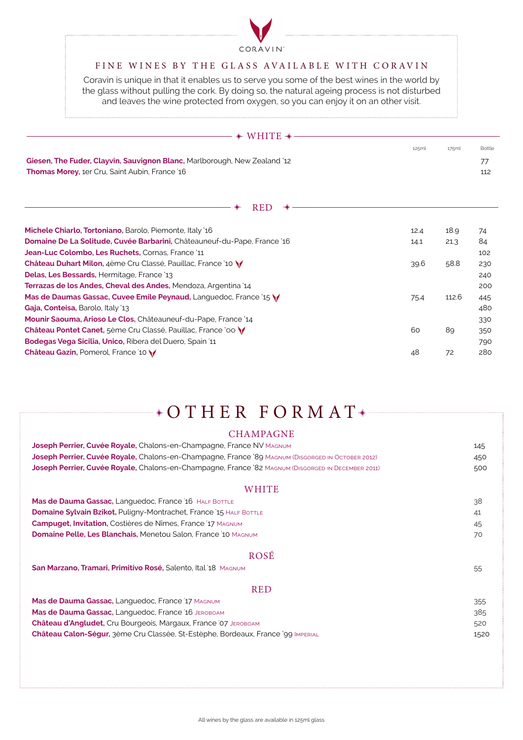CORAVIN™

## FINE WINES BY THE GLASS AVAILABLE WITH CORAVIN

Coravin is unique in that it enables us to serve you some of the best wines in the world by the glass without pulling the cork. By doing so, the natural ageing process is not disturbed and leaves the wine protected from oxygen, so you can enjoy it on an other visit.

## WHITE

| | 125ml | 175ml | Bottle |
|---|---|---|---|
| **Giesen, The Fuder, Clayvin, Sauvignon Blanc,** Marlborough, New Zealand '12 | | | 77 |
| **Thomas Morey,** 1er Cru, Saint Aubin, France '16 | | | 112 |

## RED

| | 125ml | 175ml | Bottle |
|---|---|---|---|
| **Michele Chiarlo, Tortoniano,** Barolo, Piemonte, Italy '16 | 12.4 | 18.9 | 74 |
| **Domaine De La Solitude, Cuvée Barbarini,** Châteauneuf-du-Pape, France '16 | 14.1 | 21.3 | 84 |
| **Jean-Luc Colombo, Les Ruchets,** Cornas, France '11 | | | 102 |
| **Château Duhart Milon,** 4ème Cru Classé, Pauillac, France '10 | 39.6 | 58.8 | 230 |
| **Delas, Les Bessards,** Hermitage, France '13 | | | 240 |
| **Terrazas de los Andes, Cheval des Andes,** Mendoza, Argentina '14 | | | 200 |
| **Mas de Daumas Gassac, Cuvee Emile Peynaud,** Languedoc, France '15 | 75.4 | 112.6 | 445 |
| **Gaja, Conteisa,** Barolo, Italy '13 | | | 480 |
| **Mounir Saouma, Arioso Le Clos,** Châteauneuf-du-Pape, France '14 | | | 330 |
| **Château Pontet Canet,** 5ème Cru Classé, Pauillac, France '00 | 60 | 89 | 350 |
| **Bodegas Vega Sicilia, Unico,** Ribera del Duero, Spain '11 | | | 790 |
| **Château Gazin,** Pomerol, France '10 | 48 | 72 | 280 |

# OTHER FORMAT

## CHAMPAGNE

| | |
|---|---|
| **Joseph Perrier, Cuvée Royale,** Chalons-en-Champagne, France NV Magnum | 145 |
| **Joseph Perrier, Cuvée Royale,** Chalons-en-Champagne, France '89 Magnum (Disgorged in October 2012) | 450 |
| **Joseph Perrier, Cuvée Royale,** Chalons-en-Champagne, France '82 Magnum (Disgorged in December 2011) | 500 |

## WHITE

| | |
|---|---|
| **Mas de Dauma Gassac,** Languedoc, France '16 Half Bottle | 38 |
| **Domaine Sylvain Bzikot,** Puligny-Montrachet, France '15 Half Bottle | 41 |
| **Campuget, Invitation,** Costières de Nîmes, France '17 Magnum | 45 |
| **Domaine Pelle, Les Blanchais,** Menetou Salon, France '10 Magnum | 70 |

## ROSÉ

| | |
|---|---|
| **San Marzano, Tramari, Primitivo Rosé,** Salento, Ital '18 Magnum | 55 |

## RED

| | |
|---|---|
| **Mas de Dauma Gassac,** Languedoc, France '17 Magnum | 355 |
| **Mas de Dauma Gassac,** Languedoc, France '16 Jeroboam | 385 |
| **Château d'Angludet,** Cru Bourgeois, Margaux, France '07 Jeroboam | 520 |
| **Château Calon-Ségur,** 3ème Cru Classée, St-Estèphe, Bordeaux, France '99 Imperial | 1520 |

All wines by the glass are available in 125ml glass